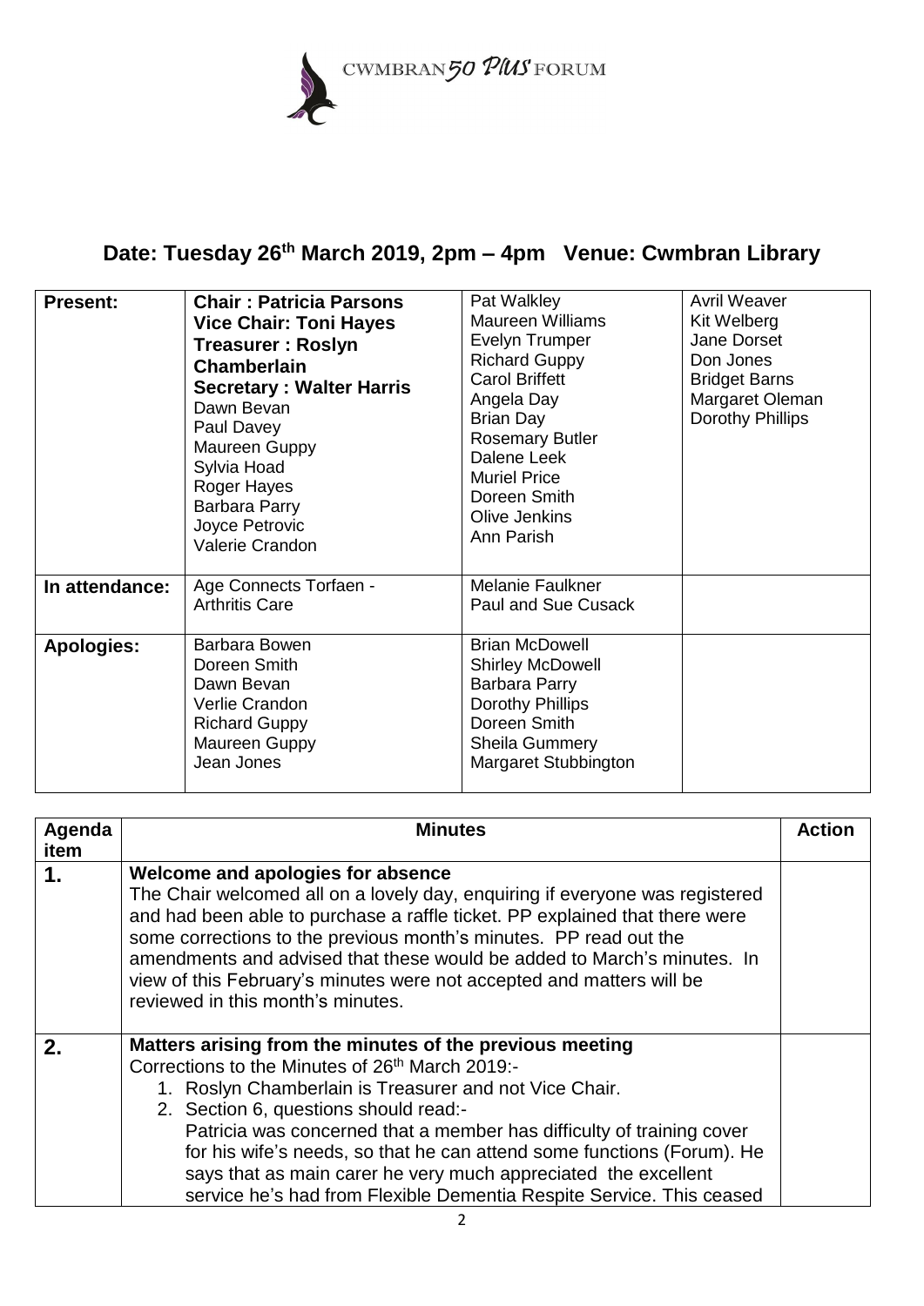CWMBRAN 50 PLUS FORUM

## Date: Tuesday 26th March 2019, 2pm – 4pm   Venue: Cwmbran Library

| | | | |
|---|---|---|---|
| **Present:** | **Chair : Patricia Parsons**<br>**Vice Chair: Toni Hayes**<br>**Treasurer : Roslyn Chamberlain**<br>**Secretary : Walter Harris**<br>Dawn Bevan<br>Paul Davey<br>Maureen Guppy<br>Sylvia Hoad<br>Roger Hayes<br>Barbara Parry<br>Joyce Petrovic<br>Valerie Crandon | Pat Walkley<br>Maureen Williams<br>Evelyn Trumper<br>Richard Guppy<br>Carol Briffett<br>Angela Day<br>Brian Day<br>Rosemary Butler<br>Dalene Leek<br>Muriel Price<br>Doreen Smith<br>Olive Jenkins<br>Ann Parish | Avril Weaver<br>Kit Welberg<br>Jane Dorset<br>Don Jones<br>Bridget Barns<br>Margaret Oleman<br>Dorothy Phillips |
| **In attendance:** | Age Connects Torfaen -<br>Arthritis Care | Melanie Faulkner<br>Paul and Sue Cusack | |
| **Apologies:** | Barbara Bowen<br>Doreen Smith<br>Dawn Bevan<br>Verlie Crandon<br>Richard Guppy<br>Maureen Guppy<br>Jean Jones | Brian McDowell<br>Shirley McDowell<br>Barbara Parry<br>Dorothy Phillips<br>Doreen Smith<br>Sheila Gummery<br>Margaret Stubbington | |

| Agenda item | Minutes | Action |
|---|---|---|
| **1.** | **Welcome and apologies for absence**<br>The Chair welcomed all on a lovely day, enquiring if everyone was registered and had been able to purchase a raffle ticket. PP explained that there were some corrections to the previous month's minutes. PP read out the amendments and advised that these would be added to March's minutes. In view of this February's minutes were not accepted and matters will be reviewed in this month's minutes. | |
| **2.** | **Matters arising from the minutes of the previous meeting**<br>Corrections to the Minutes of 26th March 2019:-<br>1. Roslyn Chamberlain is Treasurer and not Vice Chair.<br>2. Section 6, questions should read:-<br>Patricia was concerned that a member has difficulty of training cover for his wife's needs, so that he can attend some functions (Forum). He says that as main carer he very much appreciated the excellent service he's had from Flexible Dementia Respite Service. This ceased | |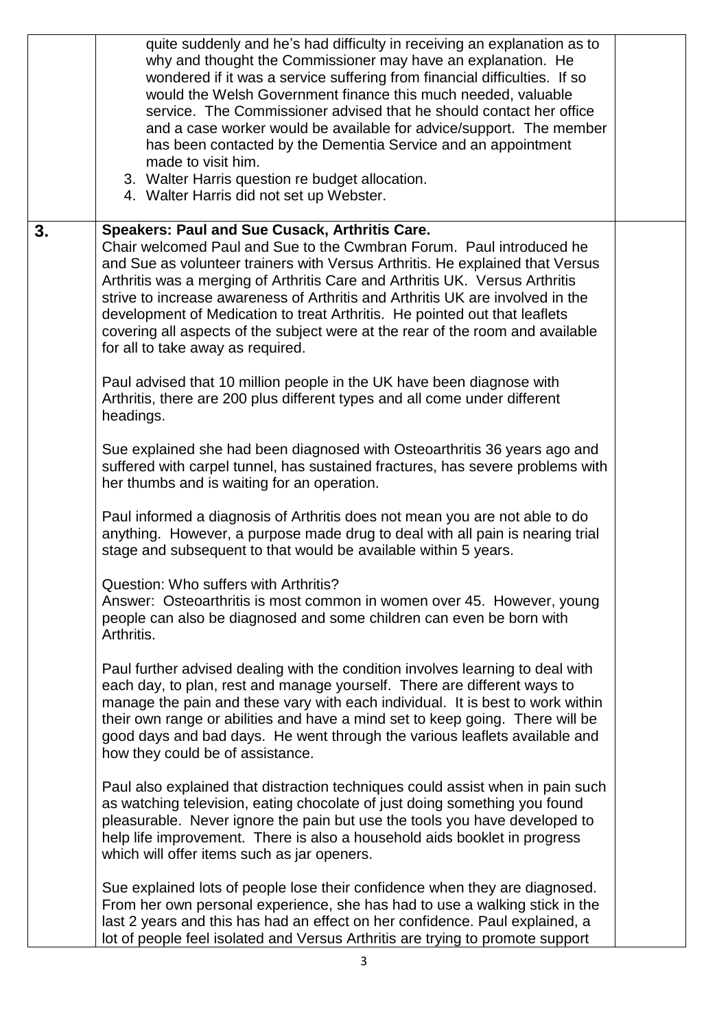| | | |
|---|---|---|
| | quite suddenly and he's had difficulty in receiving an explanation as to why and thought the Commissioner may have an explanation. He wondered if it was a service suffering from financial difficulties. If so would the Welsh Government finance this much needed, valuable service. The Commissioner advised that he should contact her office and a case worker would be available for advice/support. The member has been contacted by the Dementia Service and an appointment made to visit him.<br>3. Walter Harris question re budget allocation.<br>4. Walter Harris did not set up Webster. | |
| **3.** | **Speakers: Paul and Sue Cusack, Arthritis Care.**<br>Chair welcomed Paul and Sue to the Cwmbran Forum. Paul introduced he and Sue as volunteer trainers with Versus Arthritis. He explained that Versus Arthritis was a merging of Arthritis Care and Arthritis UK. Versus Arthritis strive to increase awareness of Arthritis and Arthritis UK are involved in the development of Medication to treat Arthritis. He pointed out that leaflets covering all aspects of the subject were at the rear of the room and available for all to take away as required.<br><br>Paul advised that 10 million people in the UK have been diagnose with Arthritis, there are 200 plus different types and all come under different headings.<br><br>Sue explained she had been diagnosed with Osteoarthritis 36 years ago and suffered with carpel tunnel, has sustained fractures, has severe problems with her thumbs and is waiting for an operation.<br><br>Paul informed a diagnosis of Arthritis does not mean you are not able to do anything. However, a purpose made drug to deal with all pain is nearing trial stage and subsequent to that would be available within 5 years.<br><br>Question: Who suffers with Arthritis?<br>Answer: Osteoarthritis is most common in women over 45. However, young people can also be diagnosed and some children can even be born with Arthritis.<br><br>Paul further advised dealing with the condition involves learning to deal with each day, to plan, rest and manage yourself. There are different ways to manage the pain and these vary with each individual. It is best to work within their own range or abilities and have a mind set to keep going. There will be good days and bad days. He went through the various leaflets available and how they could be of assistance.<br><br>Paul also explained that distraction techniques could assist when in pain such as watching television, eating chocolate of just doing something you found pleasurable. Never ignore the pain but use the tools you have developed to help life improvement. There is also a household aids booklet in progress which will offer items such as jar openers.<br><br>Sue explained lots of people lose their confidence when they are diagnosed. From her own personal experience, she has had to use a walking stick in the last 2 years and this has had an effect on her confidence. Paul explained, a lot of people feel isolated and Versus Arthritis are trying to promote support | |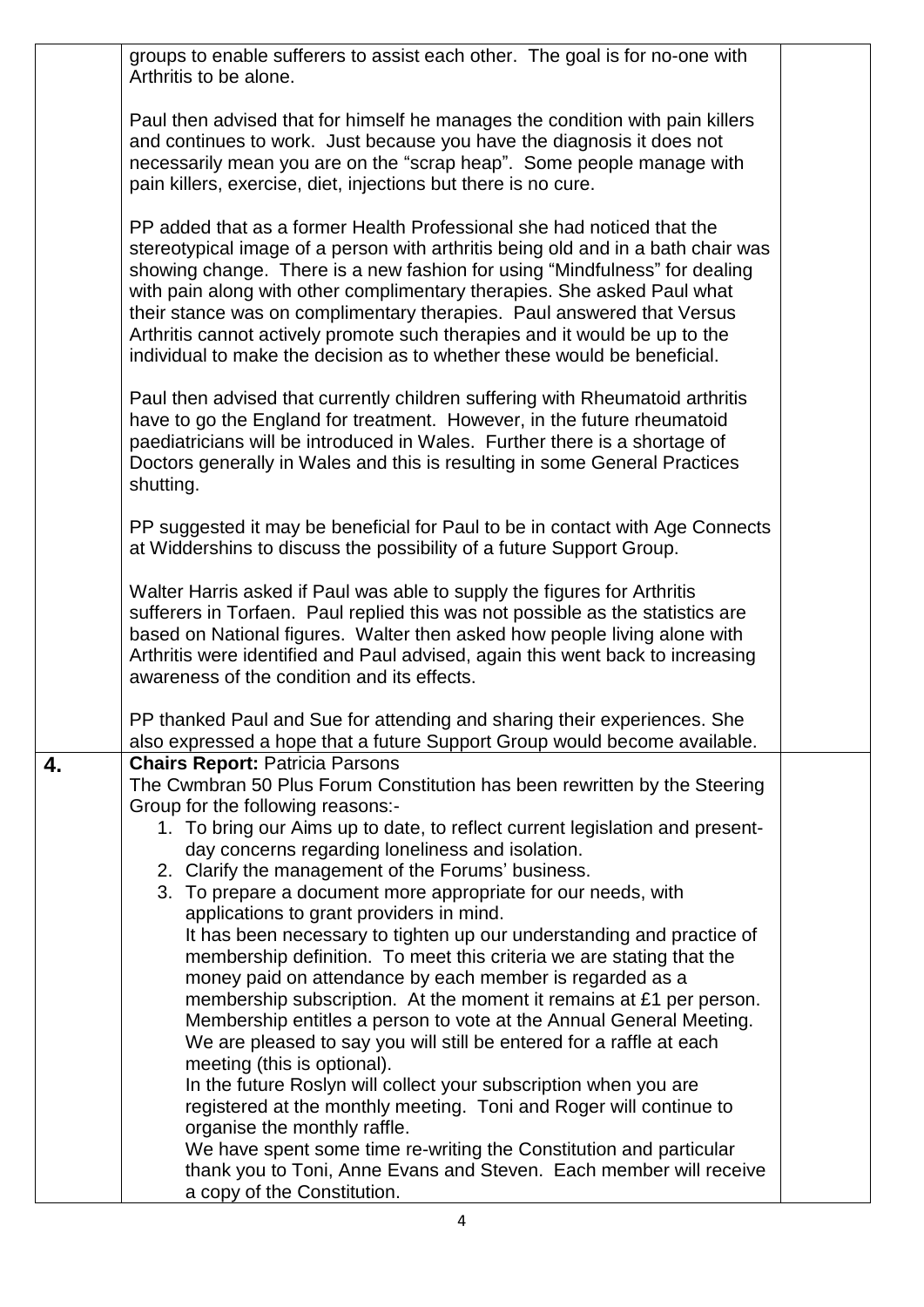| | | |
|---|---|---|
| | groups to enable sufferers to assist each other. The goal is for no-one with Arthritis to be alone.<br><br>Paul then advised that for himself he manages the condition with pain killers and continues to work. Just because you have the diagnosis it does not necessarily mean you are on the "scrap heap". Some people manage with pain killers, exercise, diet, injections but there is no cure.<br><br>PP added that as a former Health Professional she had noticed that the stereotypical image of a person with arthritis being old and in a bath chair was showing change. There is a new fashion for using "Mindfulness" for dealing with pain along with other complimentary therapies. She asked Paul what their stance was on complimentary therapies. Paul answered that Versus Arthritis cannot actively promote such therapies and it would be up to the individual to make the decision as to whether these would be beneficial.<br><br>Paul then advised that currently children suffering with Rheumatoid arthritis have to go the England for treatment. However, in the future rheumatoid paediatricians will be introduced in Wales. Further there is a shortage of Doctors generally in Wales and this is resulting in some General Practices shutting.<br><br>PP suggested it may be beneficial for Paul to be in contact with Age Connects at Widdershins to discuss the possibility of a future Support Group.<br><br>Walter Harris asked if Paul was able to supply the figures for Arthritis sufferers in Torfaen. Paul replied this was not possible as the statistics are based on National figures. Walter then asked how people living alone with Arthritis were identified and Paul advised, again this went back to increasing awareness of the condition and its effects.<br><br>PP thanked Paul and Sue for attending and sharing their experiences. She also expressed a hope that a future Support Group would become available. | |
| **4.** | **Chairs Report:** Patricia Parsons<br>The Cwmbran 50 Plus Forum Constitution has been rewritten by the Steering Group for the following reasons:-<br>1. To bring our Aims up to date, to reflect current legislation and present-day concerns regarding loneliness and isolation.<br>2. Clarify the management of the Forums' business.<br>3. To prepare a document more appropriate for our needs, with applications to grant providers in mind.<br>It has been necessary to tighten up our understanding and practice of membership definition. To meet this criteria we are stating that the money paid on attendance by each member is regarded as a membership subscription. At the moment it remains at £1 per person. Membership entitles a person to vote at the Annual General Meeting. We are pleased to say you will still be entered for a raffle at each meeting (this is optional).<br>In the future Roslyn will collect your subscription when you are registered at the monthly meeting. Toni and Roger will continue to organise the monthly raffle.<br>We have spent some time re-writing the Constitution and particular thank you to Toni, Anne Evans and Steven. Each member will receive a copy of the Constitution. | |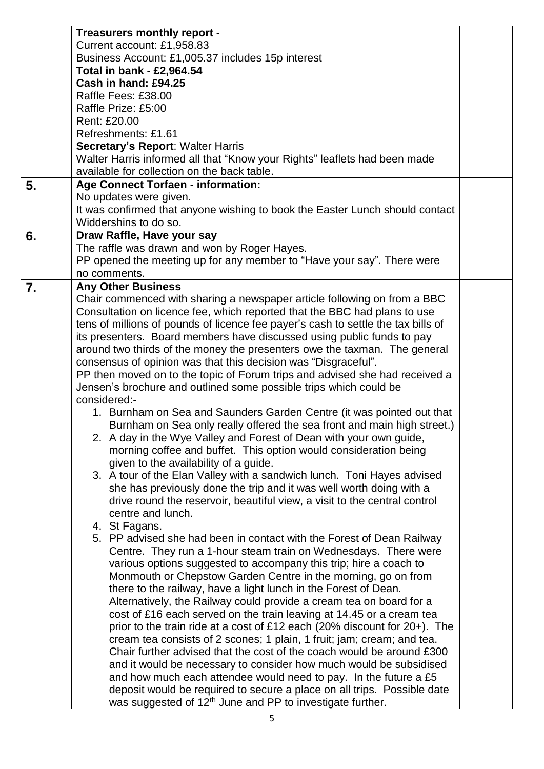| | | |
|---|---|---|
| | **Treasurers monthly report -**<br>Current account: £1,958.83<br>Business Account: £1,005.37 includes 15p interest<br>**Total in bank - £2,964.54**<br>**Cash in hand: £94.25**<br>Raffle Fees: £38.00<br>Raffle Prize: £5:00<br>Rent: £20.00<br>Refreshments: £1.61<br>**Secretary's Report**: Walter Harris<br>Walter Harris informed all that "Know your Rights" leaflets had been made available for collection on the back table. | |
| **5.** | **Age Connect Torfaen - information:**<br>No updates were given.<br>It was confirmed that anyone wishing to book the Easter Lunch should contact Widdershins to do so. | |
| **6.** | **Draw Raffle, Have your say**<br>The raffle was drawn and won by Roger Hayes.<br>PP opened the meeting up for any member to "Have your say". There were no comments. | |
| **7.** | **Any Other Business**<br>Chair commenced with sharing a newspaper article following on from a BBC Consultation on licence fee, which reported that the BBC had plans to use tens of millions of pounds of licence fee payer's cash to settle the tax bills of its presenters. Board members have discussed using public funds to pay around two thirds of the money the presenters owe the taxman. The general consensus of opinion was that this decision was "Disgraceful".<br>PP then moved on to the topic of Forum trips and advised she had received a Jensen's brochure and outlined some possible trips which could be considered:-<br>1. Burnham on Sea and Saunders Garden Centre (it was pointed out that Burnham on Sea only really offered the sea front and main high street.)<br>2. A day in the Wye Valley and Forest of Dean with your own guide, morning coffee and buffet. This option would consideration being given to the availability of a guide.<br>3. A tour of the Elan Valley with a sandwich lunch. Toni Hayes advised she has previously done the trip and it was well worth doing with a drive round the reservoir, beautiful view, a visit to the central control centre and lunch.<br>4. St Fagans.<br>5. PP advised she had been in contact with the Forest of Dean Railway Centre. They run a 1-hour steam train on Wednesdays. There were various options suggested to accompany this trip; hire a coach to Monmouth or Chepstow Garden Centre in the morning, go on from there to the railway, have a light lunch in the Forest of Dean. Alternatively, the Railway could provide a cream tea on board for a cost of £16 each served on the train leaving at 14.45 or a cream tea prior to the train ride at a cost of £12 each (20% discount for 20+). The cream tea consists of 2 scones; 1 plain, 1 fruit; jam; cream; and tea. Chair further advised that the cost of the coach would be around £300 and it would be necessary to consider how much would be subsidised and how much each attendee would need to pay. In the future a £5 deposit would be required to secure a place on all trips. Possible date was suggested of 12th June and PP to investigate further. | |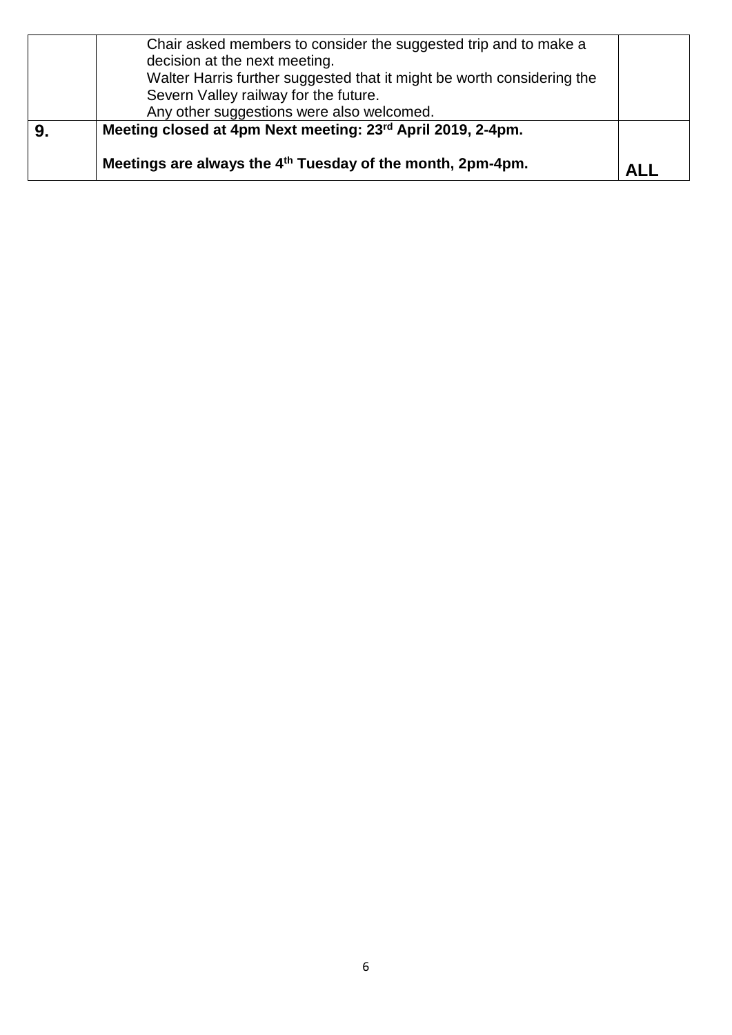| | | |
|---|---|---|
| | Chair asked members to consider the suggested trip and to make a decision at the next meeting.<br>Walter Harris further suggested that it might be worth considering the Severn Valley railway for the future.<br>Any other suggestions were also welcomed. | |
| **9.** | **Meeting closed at 4pm Next meeting: 23rd April 2019, 2-4pm.**<br><br>**Meetings are always the 4th Tuesday of the month, 2pm-4pm.** | **ALL** |